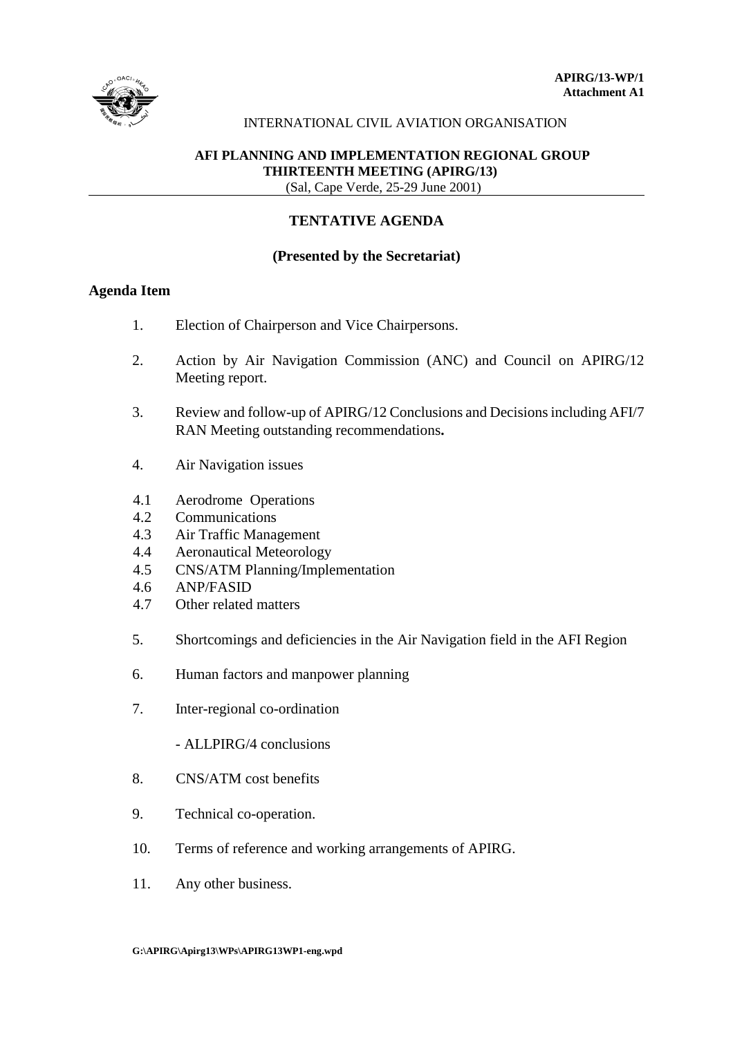**APIRG/13-WP/1**
**Attachment A1**

INTERNATIONAL CIVIL AVIATION ORGANISATION

**AFI PLANNING AND IMPLEMENTATION REGIONAL GROUP**
**THIRTEENTH MEETING (APIRG/13)**
(Sal, Cape Verde, 25-29 June 2001)

## TENTATIVE AGENDA

**(Presented by the Secretariat)**

### Agenda Item

1. Election of Chairperson and Vice Chairpersons.

2. Action by Air Navigation Commission (ANC) and Council on APIRG/12 Meeting report.

3. Review and follow-up of APIRG/12 Conclusions and Decisions including AFI/7 RAN Meeting outstanding recommendations**.**

4. Air Navigation issues

   4.1 Aerodrome Operations
   4.2 Communications
   4.3 Air Traffic Management
   4.4 Aeronautical Meteorology
   4.5 CNS/ATM Planning/Implementation
   4.6 ANP/FASID
   4.7 Other related matters

5. Shortcomings and deficiencies in the Air Navigation field in the AFI Region

6. Human factors and manpower planning

7. Inter-regional co-ordination

   - ALLPIRG/4 conclusions

8. CNS/ATM cost benefits

9. Technical co-operation.

10. Terms of reference and working arrangements of APIRG.

11. Any other business.

**G:\APIRG\Apirg13\WPs\APIRG13WP1-eng.wpd**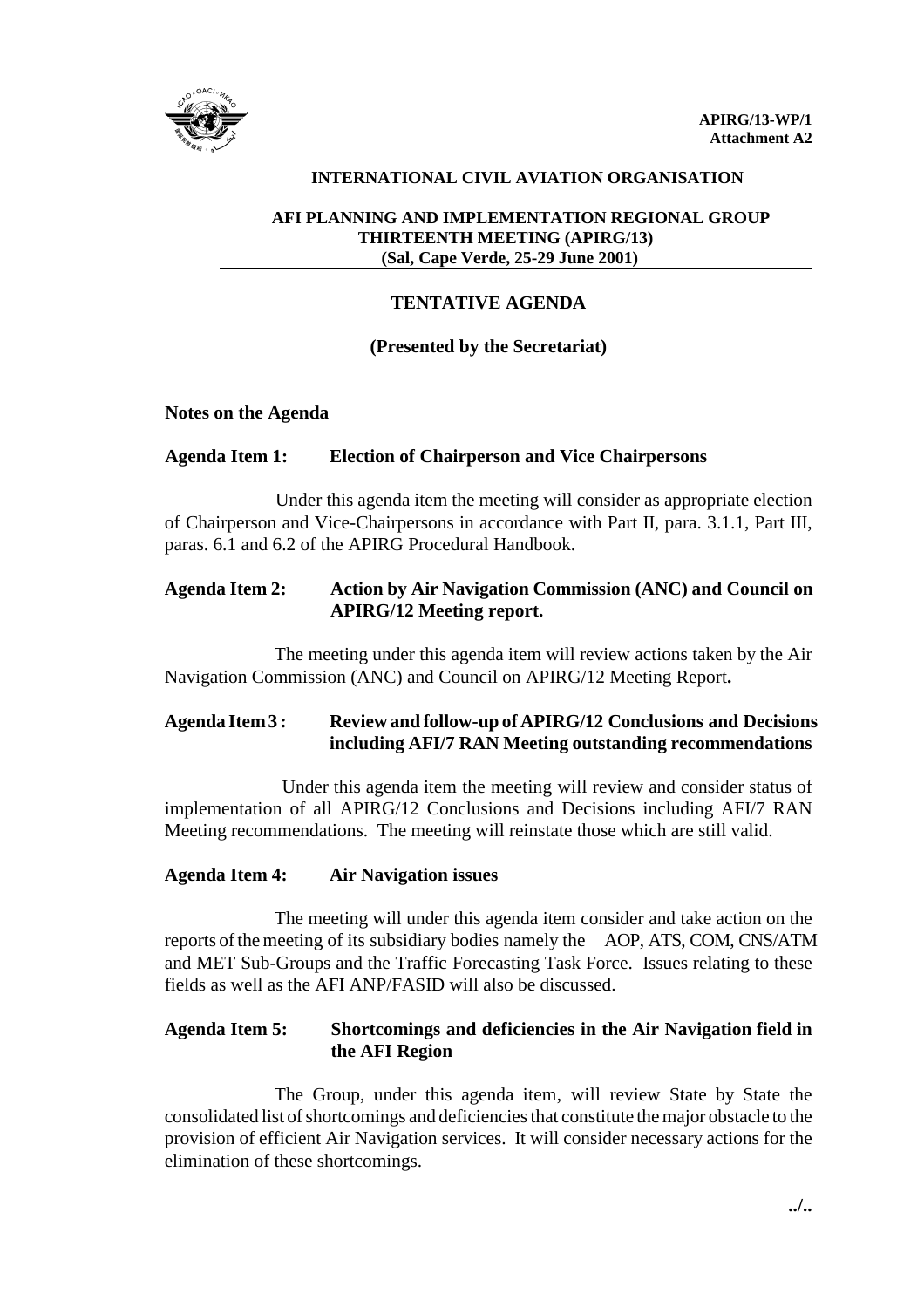**APIRG/13-WP/1**
**Attachment A2**

**INTERNATIONAL CIVIL AVIATION ORGANISATION**

**AFI PLANNING AND IMPLEMENTATION REGIONAL GROUP**
**THIRTEENTH MEETING (APIRG/13)**
**(Sal, Cape Verde, 25-29 June 2001)**

## TENTATIVE AGENDA

**(Presented by the Secretariat)**

**Notes on the Agenda**

**Agenda Item 1: Election of Chairperson and Vice Chairpersons**

Under this agenda item the meeting will consider as appropriate election of Chairperson and Vice-Chairpersons in accordance with Part II, para. 3.1.1, Part III, paras. 6.1 and 6.2 of the APIRG Procedural Handbook.

**Agenda Item 2: Action by Air Navigation Commission (ANC) and Council on APIRG/12 Meeting report.**

The meeting under this agenda item will review actions taken by the Air Navigation Commission (ANC) and Council on APIRG/12 Meeting Report**.**

**Agenda Item 3 : Review and follow-up of APIRG/12 Conclusions and Decisions including AFI/7 RAN Meeting outstanding recommendations**

Under this agenda item the meeting will review and consider status of implementation of all APIRG/12 Conclusions and Decisions including AFI/7 RAN Meeting recommendations. The meeting will reinstate those which are still valid.

**Agenda Item 4: Air Navigation issues**

The meeting will under this agenda item consider and take action on the reports of the meeting of its subsidiary bodies namely the AOP, ATS, COM, CNS/ATM and MET Sub-Groups and the Traffic Forecasting Task Force. Issues relating to these fields as well as the AFI ANP/FASID will also be discussed.

**Agenda Item 5: Shortcomings and deficiencies in the Air Navigation field in the AFI Region**

The Group, under this agenda item, will review State by State the consolidated list of shortcomings and deficiencies that constitute the major obstacle to the provision of efficient Air Navigation services. It will consider necessary actions for the elimination of these shortcomings.

**../..**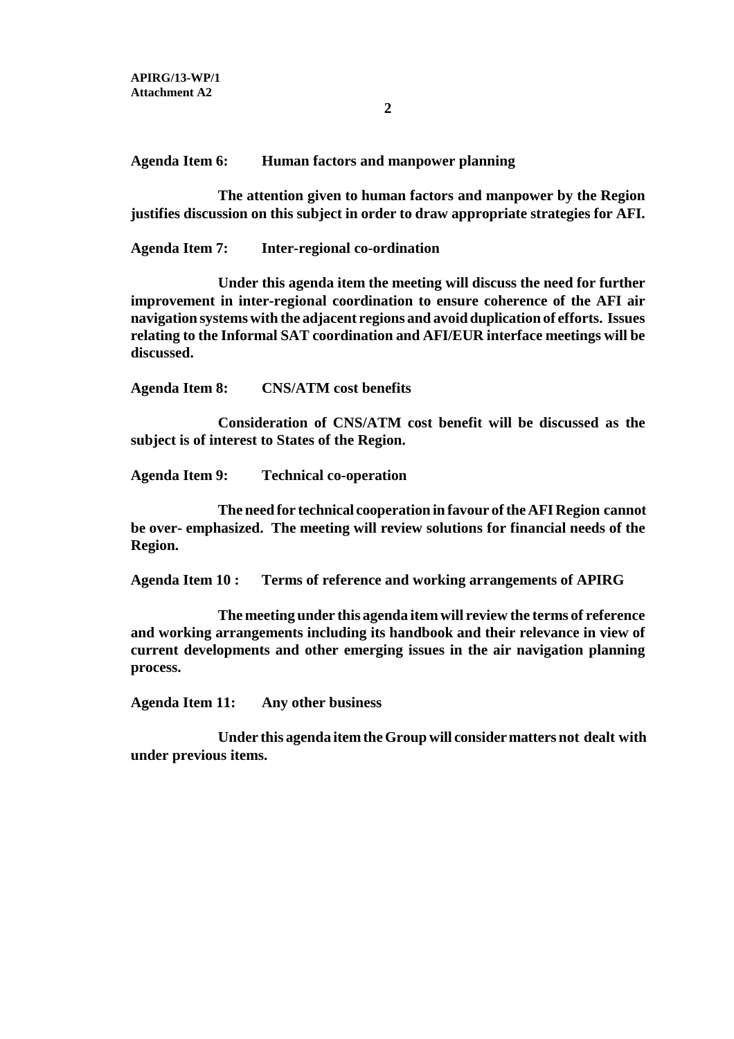**Agenda Item 6: Human factors and manpower planning**

**The attention given to human factors and manpower by the Region justifies discussion on this subject in order to draw appropriate strategies for AFI.**

**Agenda Item 7: Inter-regional co-ordination**

**Under this agenda item the meeting will discuss the need for further improvement in inter-regional coordination to ensure coherence of the AFI air navigation systems with the adjacent regions and avoid duplication of efforts. Issues relating to the Informal SAT coordination and AFI/EUR interface meetings will be discussed.**

**Agenda Item 8: CNS/ATM cost benefits**

**Consideration of CNS/ATM cost benefit will be discussed as the subject is of interest to States of the Region.**

**Agenda Item 9: Technical co-operation**

**The need for technical cooperation in favour of the AFI Region cannot be over- emphasized. The meeting will review solutions for financial needs of the Region.**

**Agenda Item 10 : Terms of reference and working arrangements of APIRG**

**The meeting under this agenda item will review the terms of reference and working arrangements including its handbook and their relevance in view of current developments and other emerging issues in the air navigation planning process.**

**Agenda Item 11: Any other business**

**Under this agenda item the Group will consider matters not dealt with under previous items.**